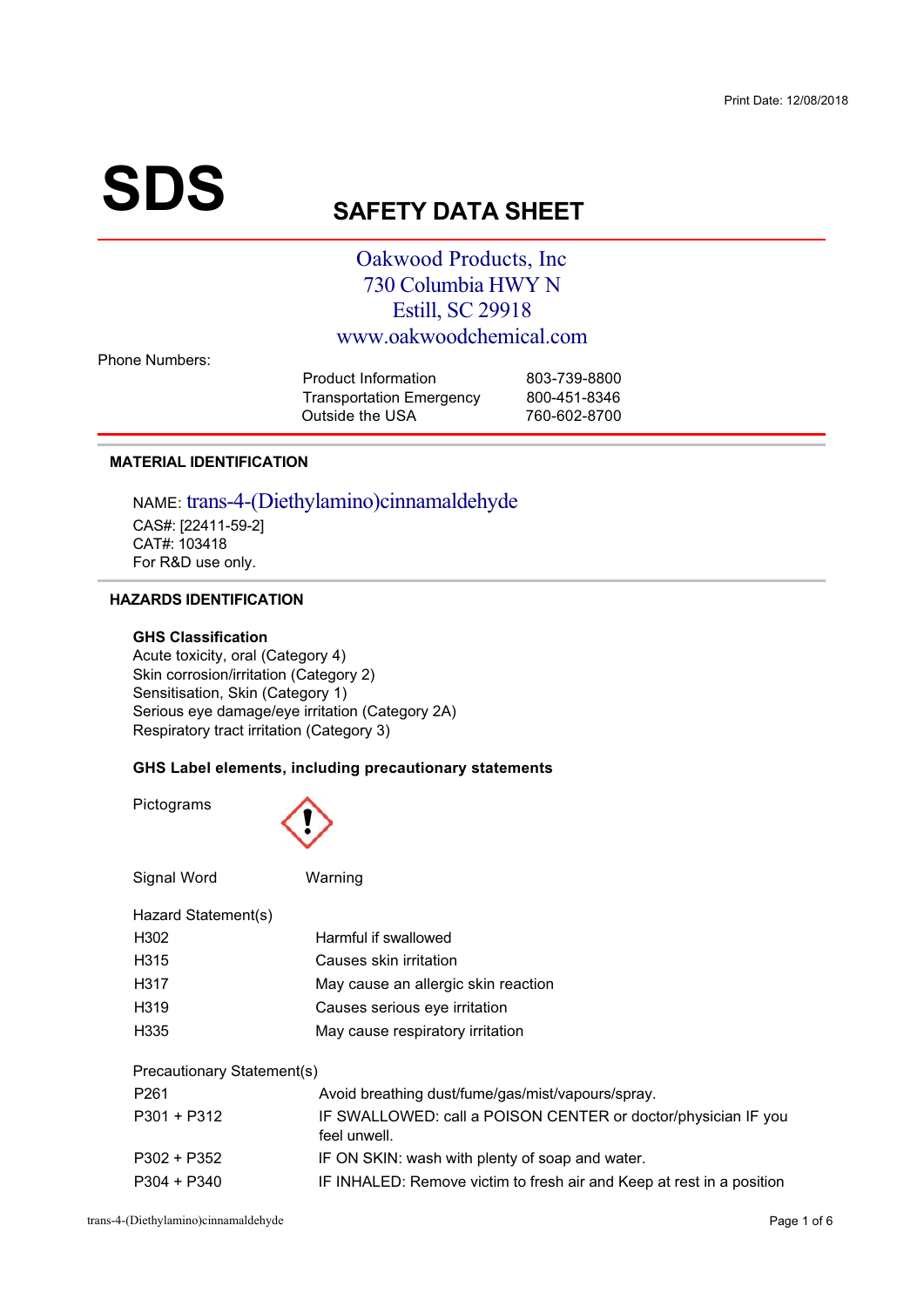Print Date: 12/08/2018

# SDS

# SAFETY DATA SHEET

Oakwood Products, Inc
730 Columbia HWY N
Estill, SC 29918
www.oakwoodchemical.com

Phone Numbers:

| | |
|---|---|
| Product Information | 803-739-8800 |
| Transportation Emergency | 800-451-8346 |
| Outside the USA | 760-602-8700 |

## MATERIAL IDENTIFICATION

NAME: trans-4-(Diethylamino)cinnamaldehyde
CAS#: [22411-59-2]
CAT#: 103418
For R&D use only.

## HAZARDS IDENTIFICATION

### GHS Classification

Acute toxicity, oral (Category 4)
Skin corrosion/irritation (Category 2)
Sensitisation, Skin (Category 1)
Serious eye damage/eye irritation (Category 2A)
Respiratory tract irritation (Category 3)

### GHS Label elements, including precautionary statements

Pictograms

Signal Word: Warning

Hazard Statement(s)

| | |
|---|---|
| H302 | Harmful if swallowed |
| H315 | Causes skin irritation |
| H317 | May cause an allergic skin reaction |
| H319 | Causes serious eye irritation |
| H335 | May cause respiratory irritation |

Precautionary Statement(s)

| | |
|---|---|
| P261 | Avoid breathing dust/fume/gas/mist/vapours/spray. |
| P301 + P312 | IF SWALLOWED: call a POISON CENTER or doctor/physician IF you feel unwell. |
| P302 + P352 | IF ON SKIN: wash with plenty of soap and water. |
| P304 + P340 | IF INHALED: Remove victim to fresh air and Keep at rest in a position |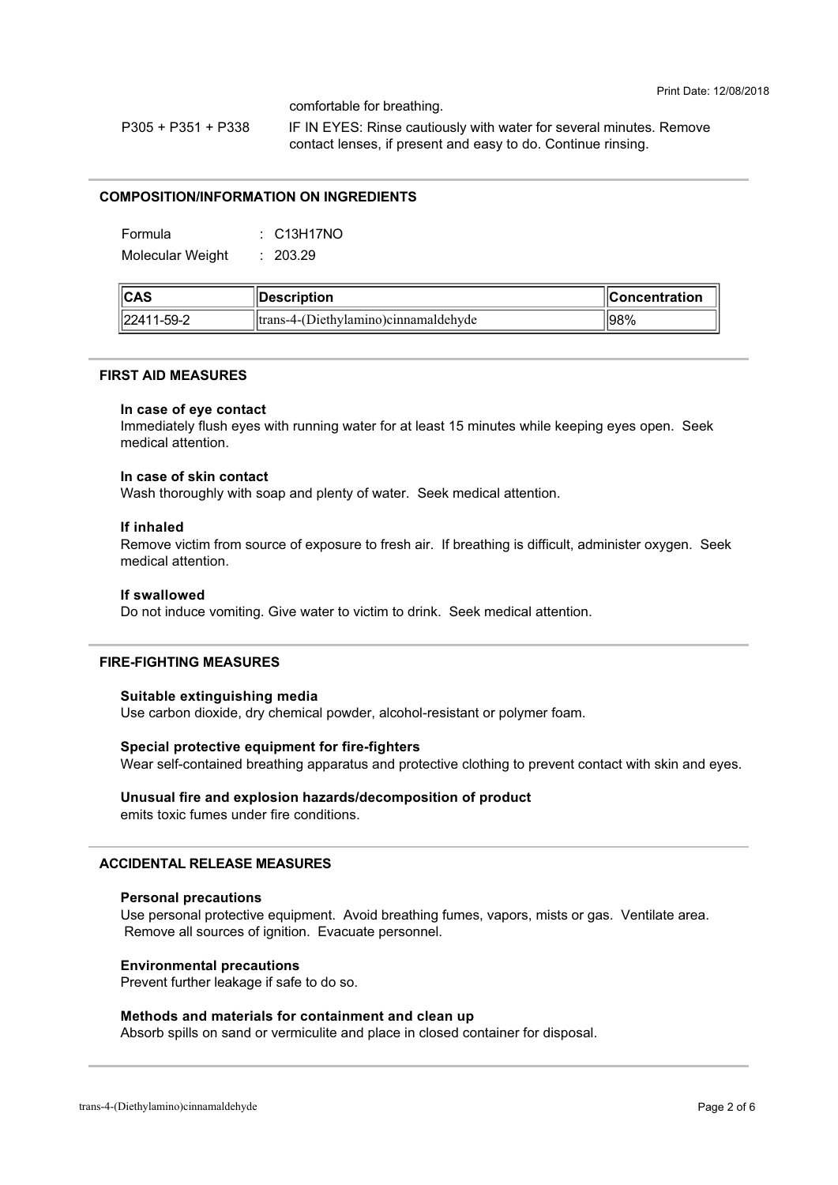comfortable for breathing.

P305 + P351 + P338 IF IN EYES: Rinse cautiously with water for several minutes. Remove contact lenses, if present and easy to do. Continue rinsing.

## COMPOSITION/INFORMATION ON INGREDIENTS

Formula : $C_{13}H_{17}NO$

Molecular Weight : 203.29

| CAS | Description | Concentration |
|---|---|---|
| 22411-59-2 | trans-4-(Diethylamino)cinnamaldehyde | 98% |

## FIRST AID MEASURES

**In case of eye contact**

Immediately flush eyes with running water for at least 15 minutes while keeping eyes open. Seek medical attention.

**In case of skin contact**

Wash thoroughly with soap and plenty of water. Seek medical attention.

**If inhaled**

Remove victim from source of exposure to fresh air. If breathing is difficult, administer oxygen. Seek medical attention.

**If swallowed**

Do not induce vomiting. Give water to victim to drink. Seek medical attention.

## FIRE-FIGHTING MEASURES

**Suitable extinguishing media**

Use carbon dioxide, dry chemical powder, alcohol-resistant or polymer foam.

**Special protective equipment for fire-fighters**

Wear self-contained breathing apparatus and protective clothing to prevent contact with skin and eyes.

**Unusual fire and explosion hazards/decomposition of product**

emits toxic fumes under fire conditions.

## ACCIDENTAL RELEASE MEASURES

**Personal precautions**

Use personal protective equipment. Avoid breathing fumes, vapors, mists or gas. Ventilate area. Remove all sources of ignition. Evacuate personnel.

**Environmental precautions**

Prevent further leakage if safe to do so.

**Methods and materials for containment and clean up**

Absorb spills on sand or vermiculite and place in closed container for disposal.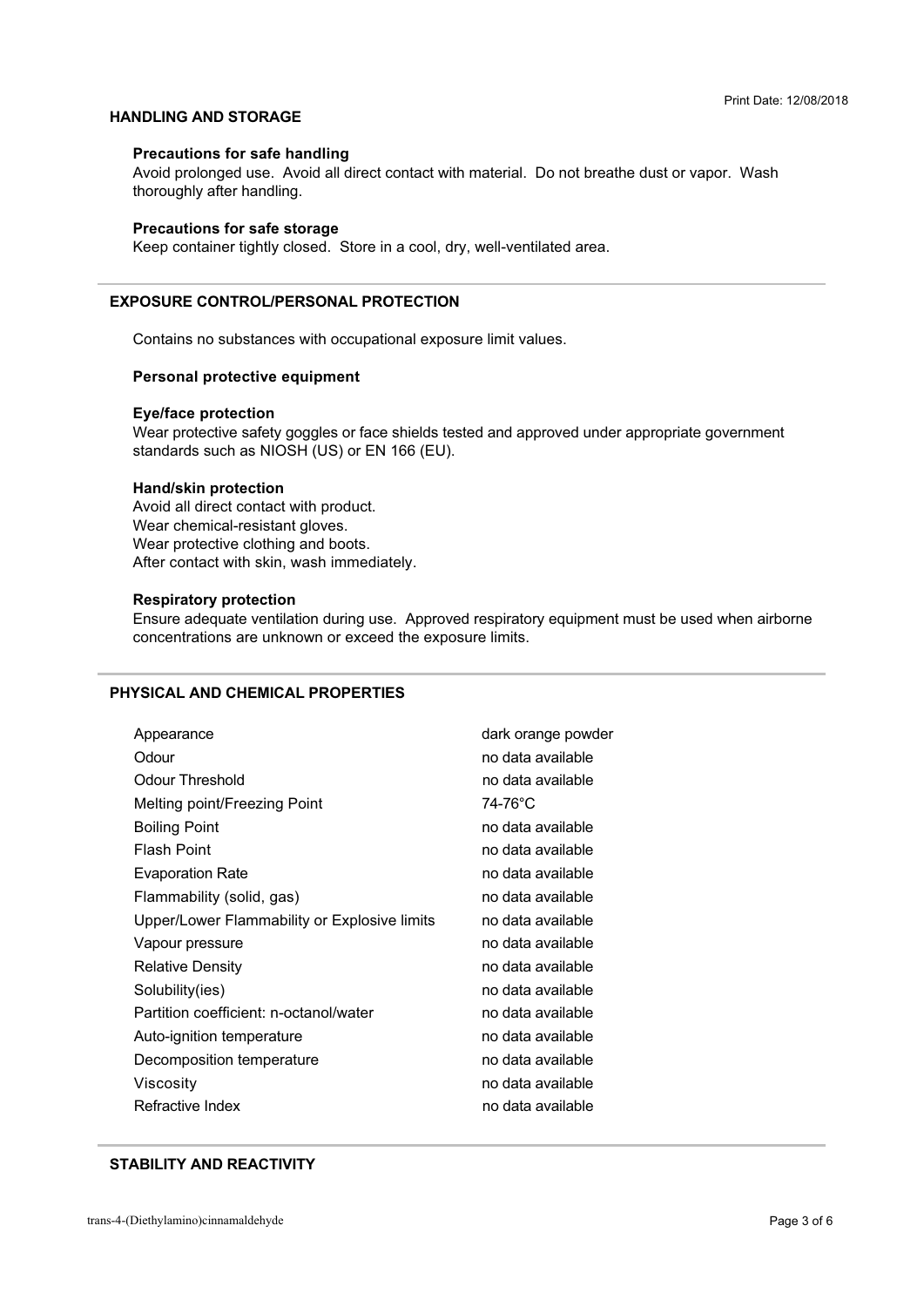## HANDLING AND STORAGE

### Precautions for safe handling

Avoid prolonged use. Avoid all direct contact with material. Do not breathe dust or vapor. Wash thoroughly after handling.

### Precautions for safe storage

Keep container tightly closed. Store in a cool, dry, well-ventilated area.

## EXPOSURE CONTROL/PERSONAL PROTECTION

Contains no substances with occupational exposure limit values.

### Personal protective equipment

### Eye/face protection

Wear protective safety goggles or face shields tested and approved under appropriate government standards such as NIOSH (US) or EN 166 (EU).

### Hand/skin protection

Avoid all direct contact with product.
Wear chemical-resistant gloves.
Wear protective clothing and boots.
After contact with skin, wash immediately.

### Respiratory protection

Ensure adequate ventilation during use. Approved respiratory equipment must be used when airborne concentrations are unknown or exceed the exposure limits.

## PHYSICAL AND CHEMICAL PROPERTIES

| Property | Value |
|---|---|
| Appearance | dark orange powder |
| Odour | no data available |
| Odour Threshold | no data available |
| Melting point/Freezing Point | 74-76°C |
| Boiling Point | no data available |
| Flash Point | no data available |
| Evaporation Rate | no data available |
| Flammability (solid, gas) | no data available |
| Upper/Lower Flammability or Explosive limits | no data available |
| Vapour pressure | no data available |
| Relative Density | no data available |
| Solubility(ies) | no data available |
| Partition coefficient: n-octanol/water | no data available |
| Auto-ignition temperature | no data available |
| Decomposition temperature | no data available |
| Viscosity | no data available |
| Refractive Index | no data available |

## STABILITY AND REACTIVITY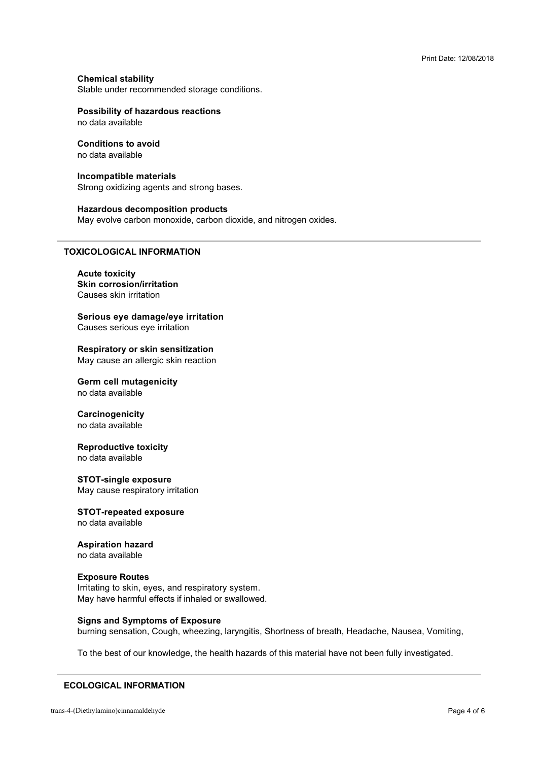**Chemical stability**
Stable under recommended storage conditions.

**Possibility of hazardous reactions**
no data available

**Conditions to avoid**
no data available

**Incompatible materials**
Strong oxidizing agents and strong bases.

**Hazardous decomposition products**
May evolve carbon monoxide, carbon dioxide, and nitrogen oxides.

## TOXICOLOGICAL INFORMATION

**Acute toxicity**
**Skin corrosion/irritation**
Causes skin irritation

**Serious eye damage/eye irritation**
Causes serious eye irritation

**Respiratory or skin sensitization**
May cause an allergic skin reaction

**Germ cell mutagenicity**
no data available

**Carcinogenicity**
no data available

**Reproductive toxicity**
no data available

**STOT-single exposure**
May cause respiratory irritation

**STOT-repeated exposure**
no data available

**Aspiration hazard**
no data available

**Exposure Routes**
Irritating to skin, eyes, and respiratory system.
May have harmful effects if inhaled or swallowed.

**Signs and Symptoms of Exposure**
burning sensation, Cough, wheezing, laryngitis, Shortness of breath, Headache, Nausea, Vomiting,

To the best of our knowledge, the health hazards of this material have not been fully investigated.

## ECOLOGICAL INFORMATION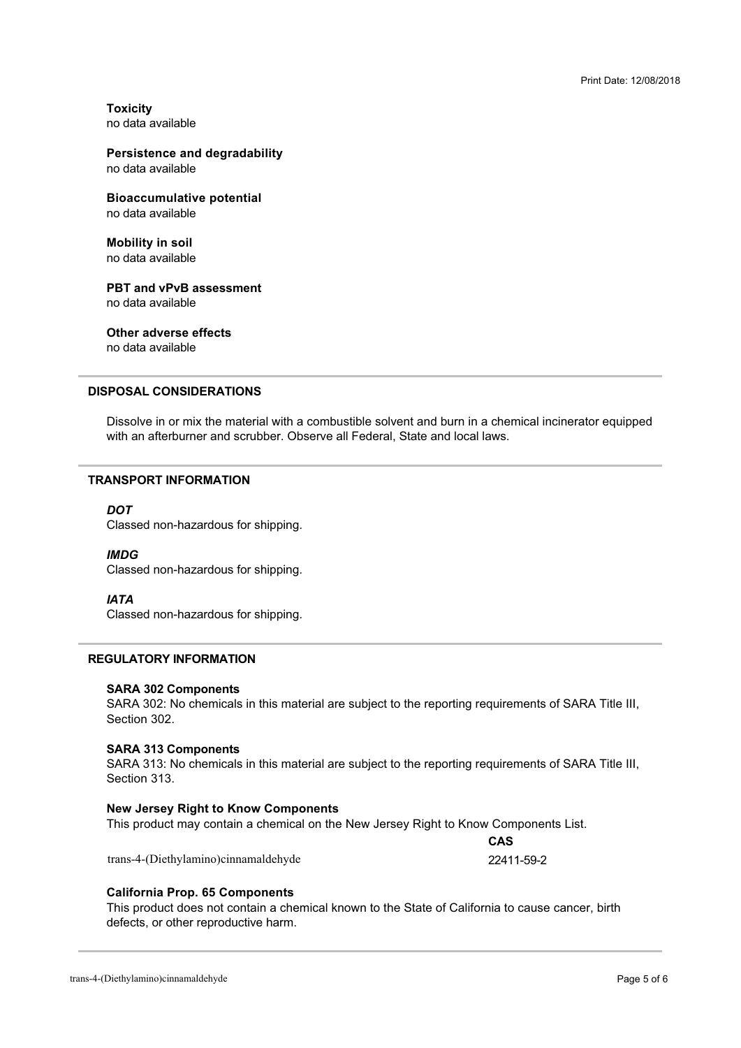**Toxicity**
no data available

**Persistence and degradability**
no data available

**Bioaccumulative potential**
no data available

**Mobility in soil**
no data available

**PBT and vPvB assessment**
no data available

**Other adverse effects**
no data available

## DISPOSAL CONSIDERATIONS

Dissolve in or mix the material with a combustible solvent and burn in a chemical incinerator equipped with an afterburner and scrubber. Observe all Federal, State and local laws.

## TRANSPORT INFORMATION

***DOT***
Classed non-hazardous for shipping.

***IMDG***
Classed non-hazardous for shipping.

***IATA***
Classed non-hazardous for shipping.

## REGULATORY INFORMATION

**SARA 302 Components**
SARA 302: No chemicals in this material are subject to the reporting requirements of SARA Title III, Section 302.

**SARA 313 Components**
SARA 313: No chemicals in this material are subject to the reporting requirements of SARA Title III, Section 313.

**New Jersey Right to Know Components**
This product may contain a chemical on the New Jersey Right to Know Components List.

| | CAS |
|---|---|
| trans-4-(Diethylamino)cinnamaldehyde | 22411-59-2 |

**California Prop. 65 Components**
This product does not contain a chemical known to the State of California to cause cancer, birth defects, or other reproductive harm.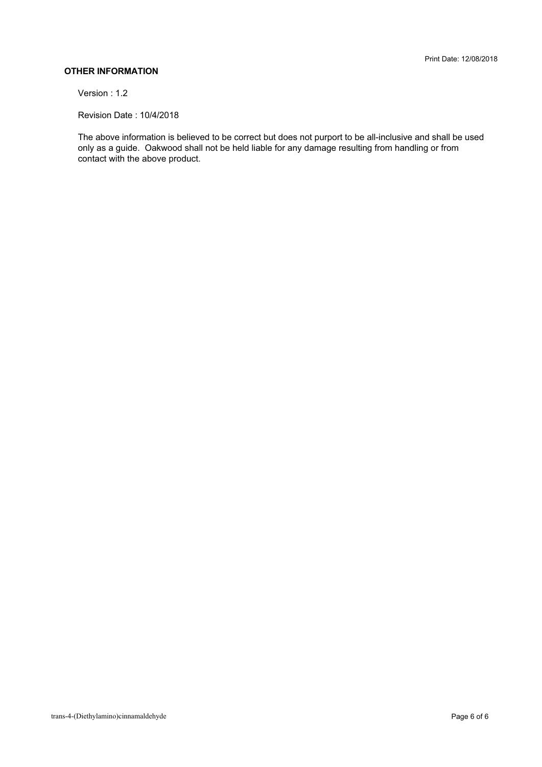## OTHER INFORMATION

Version : 1.2

Revision Date : 10/4/2018

The above information is believed to be correct but does not purport to be all-inclusive and shall be used only as a guide. Oakwood shall not be held liable for any damage resulting from handling or from contact with the above product.